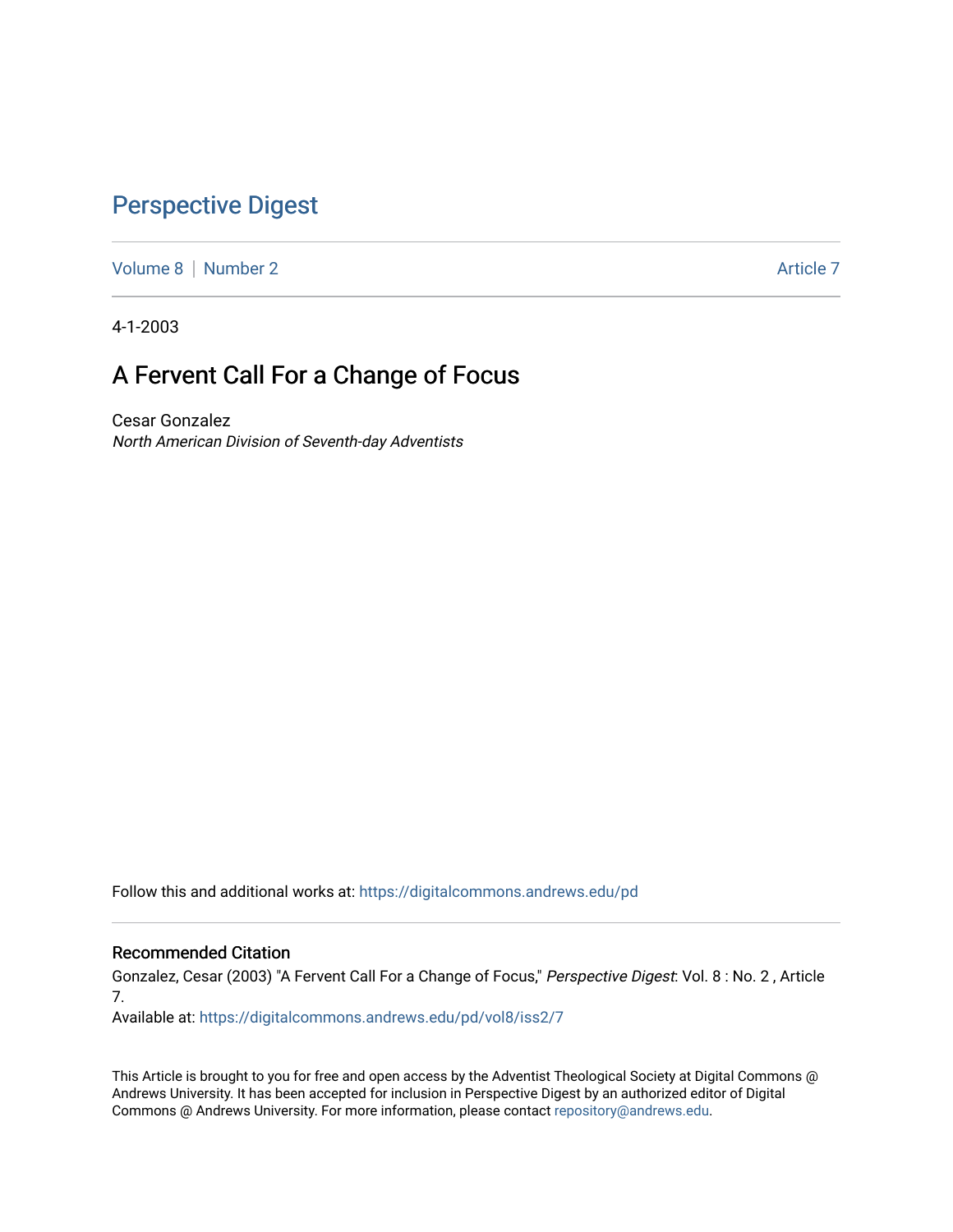# Perspective Digest

Volume 8 | Number 2 | Article 7

4-1-2003

## A Fervent Call For a Change of Focus

Cesar Gonzalez
*North American Division of Seventh-day Adventists*

Follow this and additional works at: https://digitalcommons.andrews.edu/pd

### Recommended Citation

Gonzalez, Cesar (2003) "A Fervent Call For a Change of Focus," *Perspective Digest*: Vol. 8 : No. 2 , Article 7.
Available at: https://digitalcommons.andrews.edu/pd/vol8/iss2/7

This Article is brought to you for free and open access by the Adventist Theological Society at Digital Commons @ Andrews University. It has been accepted for inclusion in Perspective Digest by an authorized editor of Digital Commons @ Andrews University. For more information, please contact repository@andrews.edu.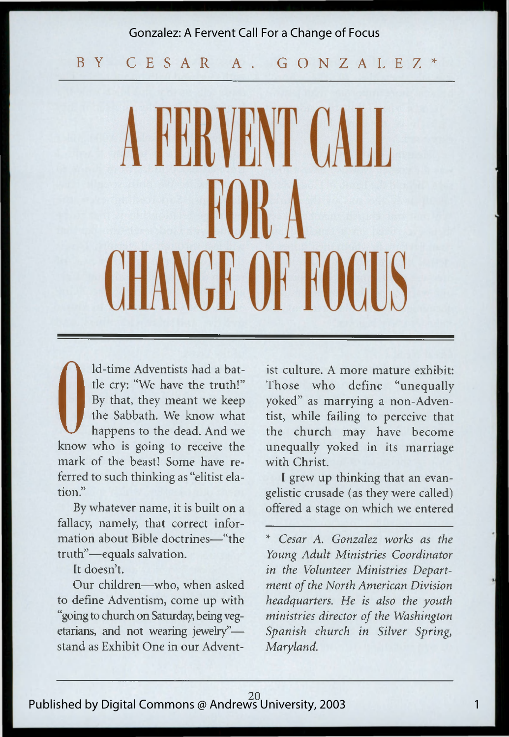BY CESAR A. GONZALEZ*

# A FERVENT CALL FOR A CHANGE OF FOCUS

Old-time Adventists had a battle cry: "We have the truth!" By that, they meant we keep the Sabbath. We know what happens to the dead. And we know who is going to receive the mark of the beast! Some have referred to such thinking as "elitist elation."

By whatever name, it is built on a fallacy, namely, that correct information about Bible doctrines—"the truth"—equals salvation.

It doesn't.

Our children—who, when asked to define Adventism, come up with "going to church on Saturday, being vegetarians, and not wearing jewelry"—stand as Exhibit One in our Adventist culture. A more mature exhibit: Those who define "unequally yoked" as marrying a non-Adventist, while failing to perceive that the church may have become unequally yoked in its marriage with Christ.

I grew up thinking that an evangelistic crusade (as they were called) offered a stage on which we entered

---

* *Cesar A. Gonzalez works as the Young Adult Ministries Coordinator in the Volunteer Ministries Department of the North American Division headquarters. He is also the youth ministries director of the Washington Spanish church in Silver Spring, Maryland.*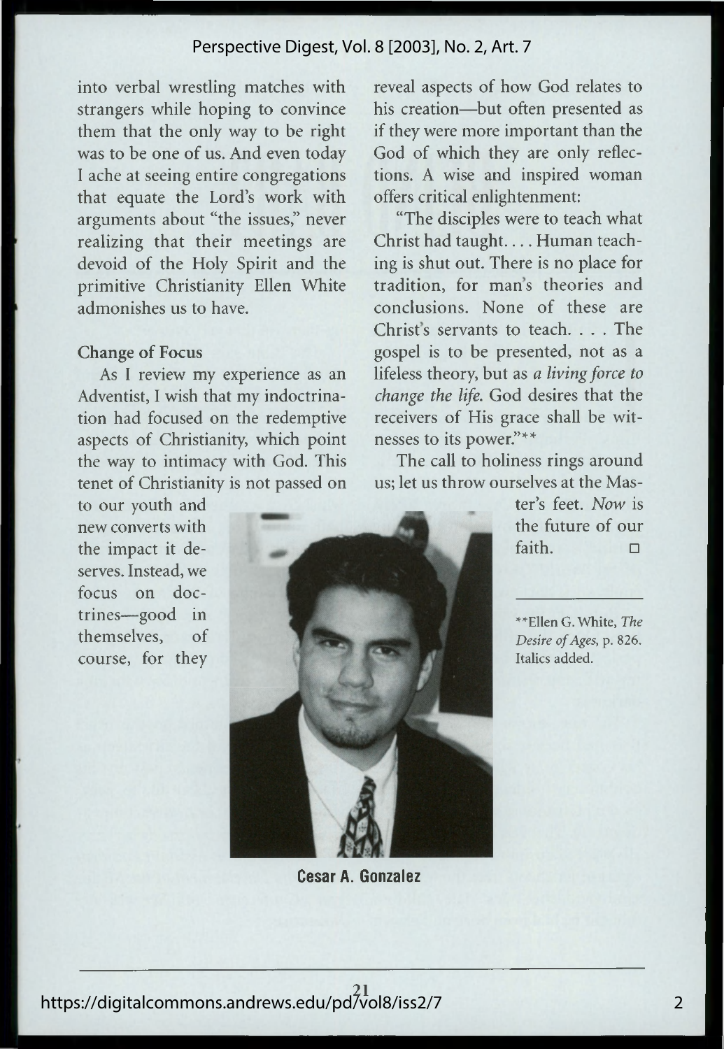into verbal wrestling matches with strangers while hoping to convince them that the only way to be right was to be one of us. And even today I ache at seeing entire congregations that equate the Lord's work with arguments about "the issues," never realizing that their meetings are devoid of the Holy Spirit and the primitive Christianity Ellen White admonishes us to have.

### Change of Focus

As I review my experience as an Adventist, I wish that my indoctrination had focused on the redemptive aspects of Christianity, which point the way to intimacy with God. This tenet of Christianity is not passed on to our youth and new converts with the impact it deserves. Instead, we focus on doctrines—good in themselves, of course, for they reveal aspects of how God relates to his creation—but often presented as if they were more important than the God of which they are only reflections. A wise and inspired woman offers critical enlightenment:

"The disciples were to teach what Christ had taught. . . . Human teaching is shut out. There is no place for tradition, for man's theories and conclusions. None of these are Christ's servants to teach. . . . The gospel is to be presented, not as a lifeless theory, but as *a living force to change the life.* God desires that the receivers of His grace shall be witnesses to its power."**

The call to holiness rings around us; let us throw ourselves at the Master's feet. *Now* is the future of our faith. □

**Cesar A. Gonzalez**

---

**Ellen G. White, *The Desire of Ages*, p. 826. Italics added.